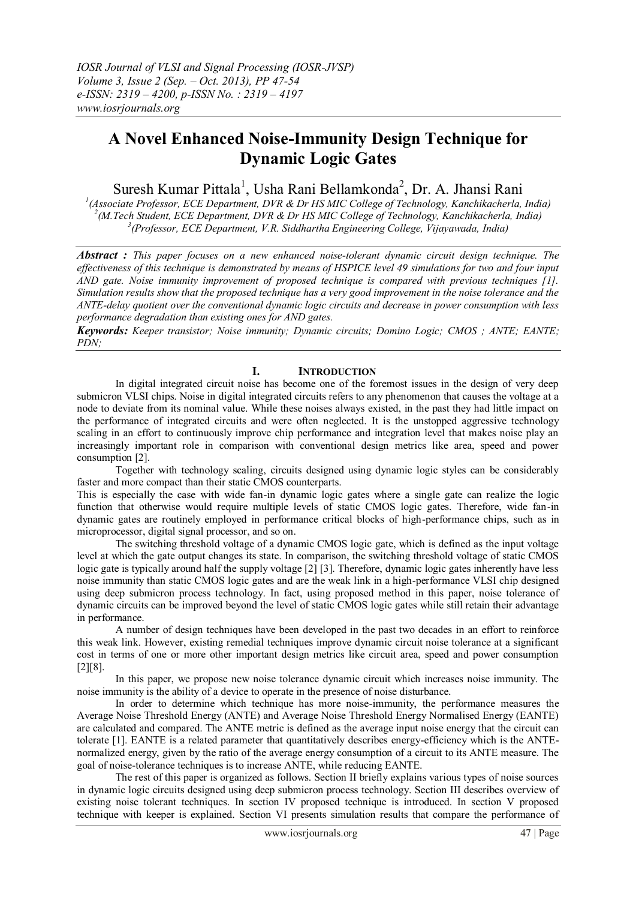# A Novel Enhanced Noise-Immunity Design Technique for Dynamic Logic Gates

Suresh Kumar Pittala[1], Usha Rani Bellamkonda[2], Dr. A. Jhansi Rani

*[1](Associate Professor, ECE Department, DVR & Dr HS MIC College of Technology, Kanchikacherla, India)*
*[2](M.Tech Student, ECE Department, DVR & Dr HS MIC College of Technology, Kanchikacherla, India)*
*[3](Professor, ECE Department, V.R. Siddhartha Engineering College, Vijayawada, India)*

***Abstract :*** *This paper focuses on a new enhanced noise-tolerant dynamic circuit design technique. The effectiveness of this technique is demonstrated by means of HSPICE level 49 simulations for two and four input AND gate. Noise immunity improvement of proposed technique is compared with previous techniques [1]. Simulation results show that the proposed technique has a very good improvement in the noise tolerance and the ANTE-delay quotient over the conventional dynamic logic circuits and decrease in power consumption with less performance degradation than existing ones for AND gates.*

***Keywords:*** *Keeper transistor; Noise immunity; Dynamic circuits; Domino Logic; CMOS ; ANTE; EANTE; PDN;*

## I. Introduction

In digital integrated circuit noise has become one of the foremost issues in the design of very deep submicron VLSI chips. Noise in digital integrated circuits refers to any phenomenon that causes the voltage at a node to deviate from its nominal value. While these noises always existed, in the past they had little impact on the performance of integrated circuits and were often neglected. It is the unstopped aggressive technology scaling in an effort to continuously improve chip performance and integration level that makes noise play an increasingly important role in comparison with conventional design metrics like area, speed and power consumption [2].

Together with technology scaling, circuits designed using dynamic logic styles can be considerably faster and more compact than their static CMOS counterparts.

This is especially the case with wide fan-in dynamic logic gates where a single gate can realize the logic function that otherwise would require multiple levels of static CMOS logic gates. Therefore, wide fan-in dynamic gates are routinely employed in performance critical blocks of high-performance chips, such as in microprocessor, digital signal processor, and so on.

The switching threshold voltage of a dynamic CMOS logic gate, which is defined as the input voltage level at which the gate output changes its state. In comparison, the switching threshold voltage of static CMOS logic gate is typically around half the supply voltage [2] [3]. Therefore, dynamic logic gates inherently have less noise immunity than static CMOS logic gates and are the weak link in a high-performance VLSI chip designed using deep submicron process technology. In fact, using proposed method in this paper, noise tolerance of dynamic circuits can be improved beyond the level of static CMOS logic gates while still retain their advantage in performance.

A number of design techniques have been developed in the past two decades in an effort to reinforce this weak link. However, existing remedial techniques improve dynamic circuit noise tolerance at a significant cost in terms of one or more other important design metrics like circuit area, speed and power consumption [2][8].

In this paper, we propose new noise tolerance dynamic circuit which increases noise immunity. The noise immunity is the ability of a device to operate in the presence of noise disturbance.

In order to determine which technique has more noise-immunity, the performance measures the Average Noise Threshold Energy (ANTE) and Average Noise Threshold Energy Normalised Energy (EANTE) are calculated and compared. The ANTE metric is defined as the average input noise energy that the circuit can tolerate [1]. EANTE is a related parameter that quantitatively describes energy-efficiency which is the ANTE-normalized energy, given by the ratio of the average energy consumption of a circuit to its ANTE measure. The goal of noise-tolerance techniques is to increase ANTE, while reducing EANTE.

The rest of this paper is organized as follows. Section II briefly explains various types of noise sources in dynamic logic circuits designed using deep submicron process technology. Section III describes overview of existing noise tolerant techniques. In section IV proposed technique is introduced. In section V proposed technique with keeper is explained. Section VI presents simulation results that compare the performance of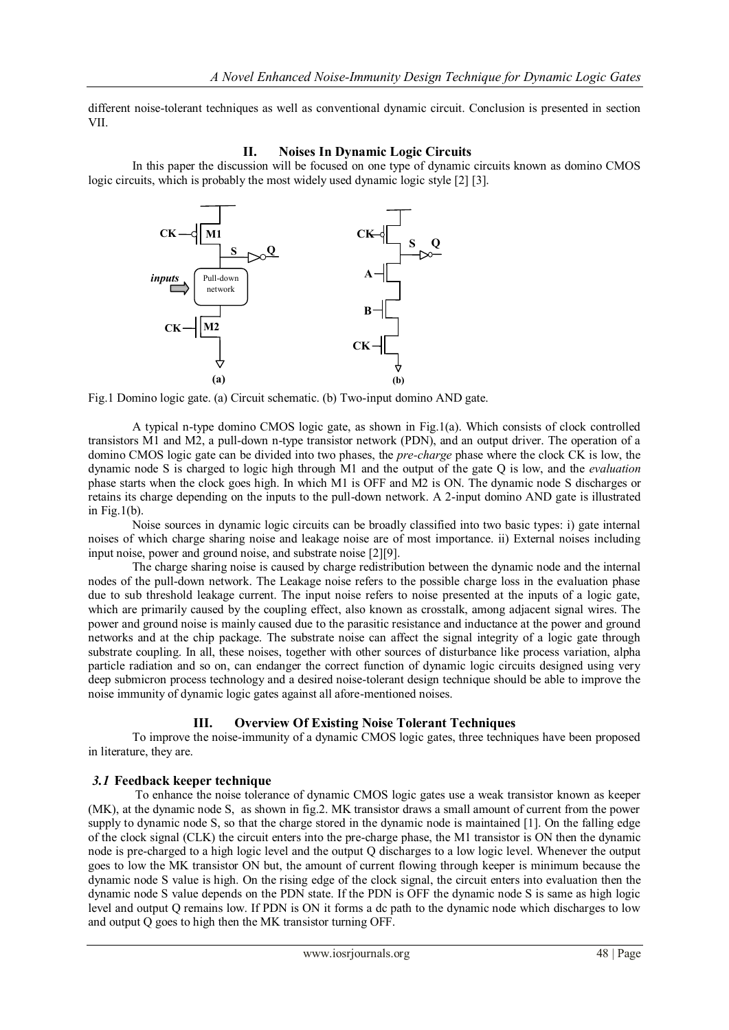different noise-tolerant techniques as well as conventional dynamic circuit. Conclusion is presented in section VII.

## II. Noises In Dynamic Logic Circuits

In this paper the discussion will be focused on one type of dynamic circuits known as domino CMOS logic circuits, which is probably the most widely used dynamic logic style [2] [3].

Fig.1 Domino logic gate. (a) Circuit schematic. (b) Two-input domino AND gate.

A typical n-type domino CMOS logic gate, as shown in Fig.1(a). Which consists of clock controlled transistors M1 and M2, a pull-down n-type transistor network (PDN), and an output driver. The operation of a domino CMOS logic gate can be divided into two phases, the *pre-charge* phase where the clock CK is low, the dynamic node S is charged to logic high through M1 and the output of the gate Q is low, and the *evaluation* phase starts when the clock goes high. In which M1 is OFF and M2 is ON. The dynamic node S discharges or retains its charge depending on the inputs to the pull-down network. A 2-input domino AND gate is illustrated in Fig.1(b).

Noise sources in dynamic logic circuits can be broadly classified into two basic types: i) gate internal noises of which charge sharing noise and leakage noise are of most importance. ii) External noises including input noise, power and ground noise, and substrate noise [2][9].

The charge sharing noise is caused by charge redistribution between the dynamic node and the internal nodes of the pull-down network. The Leakage noise refers to the possible charge loss in the evaluation phase due to sub threshold leakage current. The input noise refers to noise presented at the inputs of a logic gate, which are primarily caused by the coupling effect, also known as crosstalk, among adjacent signal wires. The power and ground noise is mainly caused due to the parasitic resistance and inductance at the power and ground networks and at the chip package. The substrate noise can affect the signal integrity of a logic gate through substrate coupling. In all, these noises, together with other sources of disturbance like process variation, alpha particle radiation and so on, can endanger the correct function of dynamic logic circuits designed using very deep submicron process technology and a desired noise-tolerant design technique should be able to improve the noise immunity of dynamic logic gates against all afore-mentioned noises.

## III. Overview Of Existing Noise Tolerant Techniques

To improve the noise-immunity of a dynamic CMOS logic gates, three techniques have been proposed in literature, they are.

### *3.1* Feedback keeper technique

To enhance the noise tolerance of dynamic CMOS logic gates use a weak transistor known as keeper (MK), at the dynamic node S, as shown in fig.2. MK transistor draws a small amount of current from the power supply to dynamic node S, so that the charge stored in the dynamic node is maintained [1]. On the falling edge of the clock signal (CLK) the circuit enters into the pre-charge phase, the M1 transistor is ON then the dynamic node is pre-charged to a high logic level and the output Q discharges to a low logic level. Whenever the output goes to low the MK transistor ON but, the amount of current flowing through keeper is minimum because the dynamic node S value is high. On the rising edge of the clock signal, the circuit enters into evaluation then the dynamic node S value depends on the PDN state. If the PDN is OFF the dynamic node S is same as high logic level and output Q remains low. If PDN is ON it forms a dc path to the dynamic node which discharges to low and output Q goes to high then the MK transistor turning OFF.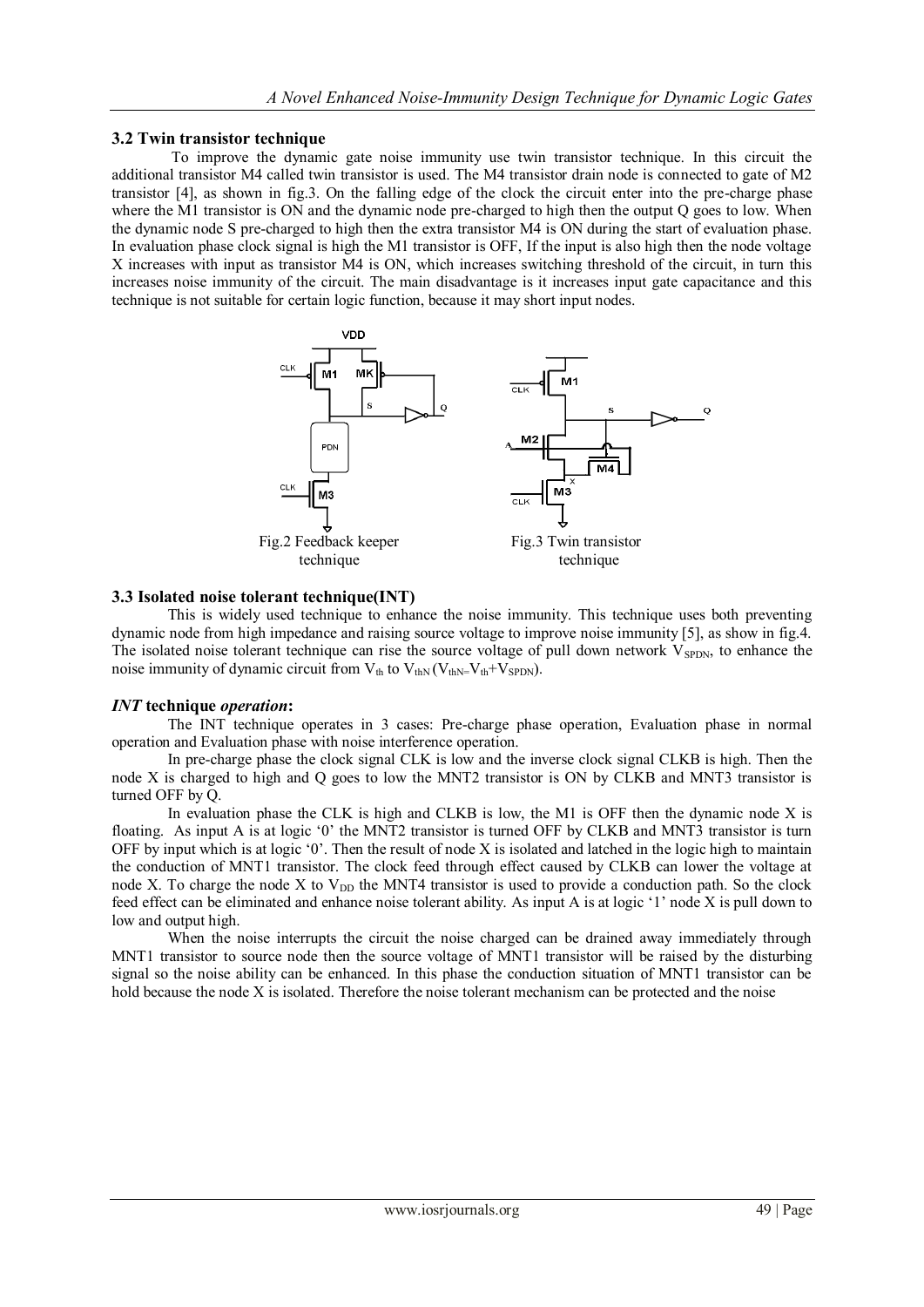### 3.2 Twin transistor technique

To improve the dynamic gate noise immunity use twin transistor technique. In this circuit the additional transistor M4 called twin transistor is used. The M4 transistor drain node is connected to gate of M2 transistor [4], as shown in fig.3. On the falling edge of the clock the circuit enter into the pre-charge phase where the M1 transistor is ON and the dynamic node pre-charged to high then the output Q goes to low. When the dynamic node S pre-charged to high then the extra transistor M4 is ON during the start of evaluation phase. In evaluation phase clock signal is high the M1 transistor is OFF, If the input is also high then the node voltage X increases with input as transistor M4 is ON, which increases switching threshold of the circuit, in turn this increases noise immunity of the circuit. The main disadvantage is it increases input gate capacitance and this technique is not suitable for certain logic function, because it may short input nodes.

Fig.2 Feedback keeper technique

Fig.3 Twin transistor technique

### 3.3 Isolated noise tolerant technique(INT)

This is widely used technique to enhance the noise immunity. This technique uses both preventing dynamic node from high impedance and raising source voltage to improve noise immunity [5], as show in fig.4. The isolated noise tolerant technique can rise the source voltage of pull down network $V_{SPDN}$, to enhance the noise immunity of dynamic circuit from $V_{th}$ to $V_{thN}$ ($V_{thN}=V_{th}+V_{SPDN}$).

#### *INT* technique *operation*:

The INT technique operates in 3 cases: Pre-charge phase operation, Evaluation phase in normal operation and Evaluation phase with noise interference operation.

In pre-charge phase the clock signal CLK is low and the inverse clock signal CLKB is high. Then the node X is charged to high and Q goes to low the MNT2 transistor is ON by CLKB and MNT3 transistor is turned OFF by Q.

In evaluation phase the CLK is high and CLKB is low, the M1 is OFF then the dynamic node X is floating. As input A is at logic '0' the MNT2 transistor is turned OFF by CLKB and MNT3 transistor is turn OFF by input which is at logic '0'. Then the result of node X is isolated and latched in the logic high to maintain the conduction of MNT1 transistor. The clock feed through effect caused by CLKB can lower the voltage at node X. To charge the node X to $V_{DD}$ the MNT4 transistor is used to provide a conduction path. So the clock feed effect can be eliminated and enhance noise tolerant ability. As input A is at logic '1' node X is pull down to low and output high.

When the noise interrupts the circuit the noise charged can be drained away immediately through MNT1 transistor to source node then the source voltage of MNT1 transistor will be raised by the disturbing signal so the noise ability can be enhanced. In this phase the conduction situation of MNT1 transistor can be hold because the node X is isolated. Therefore the noise tolerant mechanism can be protected and the noise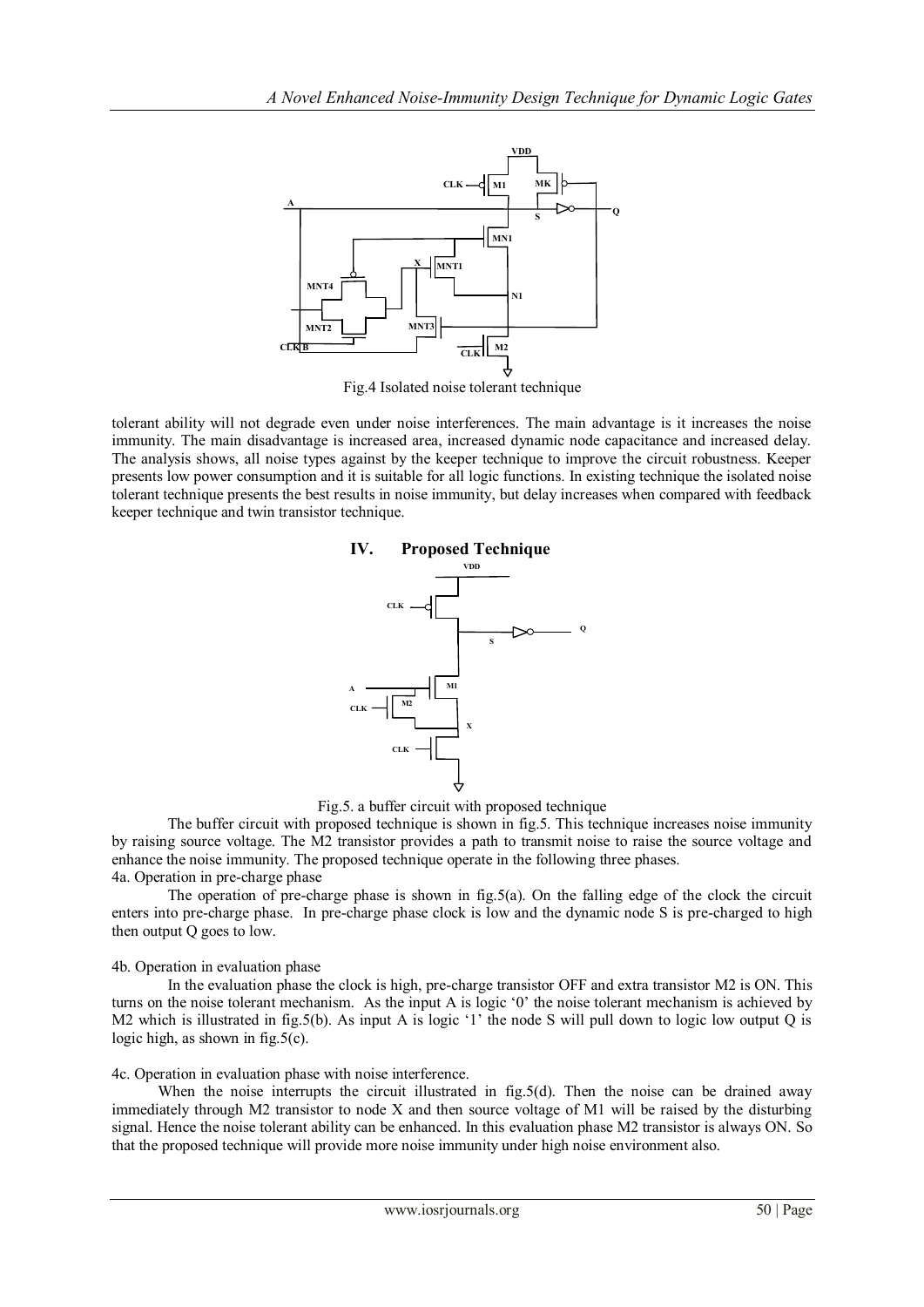Fig.4 Isolated noise tolerant technique

tolerant ability will not degrade even under noise interferences. The main advantage is it increases the noise immunity. The main disadvantage is increased area, increased dynamic node capacitance and increased delay. The analysis shows, all noise types against by the keeper technique to improve the circuit robustness. Keeper presents low power consumption and it is suitable for all logic functions. In existing technique the isolated noise tolerant technique presents the best results in noise immunity, but delay increases when compared with feedback keeper technique and twin transistor technique.

## IV. Proposed Technique

Fig.5. a buffer circuit with proposed technique

The buffer circuit with proposed technique is shown in fig.5. This technique increases noise immunity by raising source voltage. The M2 transistor provides a path to transmit noise to raise the source voltage and enhance the noise immunity. The proposed technique operate in the following three phases.

4a. Operation in pre-charge phase

The operation of pre-charge phase is shown in fig.5(a). On the falling edge of the clock the circuit enters into pre-charge phase. In pre-charge phase clock is low and the dynamic node S is pre-charged to high then output Q goes to low.

4b. Operation in evaluation phase

In the evaluation phase the clock is high, pre-charge transistor OFF and extra transistor M2 is ON. This turns on the noise tolerant mechanism. As the input A is logic '0' the noise tolerant mechanism is achieved by M2 which is illustrated in fig.5(b). As input A is logic '1' the node S will pull down to logic low output Q is logic high, as shown in fig.5(c).

4c. Operation in evaluation phase with noise interference.

When the noise interrupts the circuit illustrated in fig.5(d). Then the noise can be drained away immediately through M2 transistor to node X and then source voltage of M1 will be raised by the disturbing signal. Hence the noise tolerant ability can be enhanced. In this evaluation phase M2 transistor is always ON. So that the proposed technique will provide more noise immunity under high noise environment also.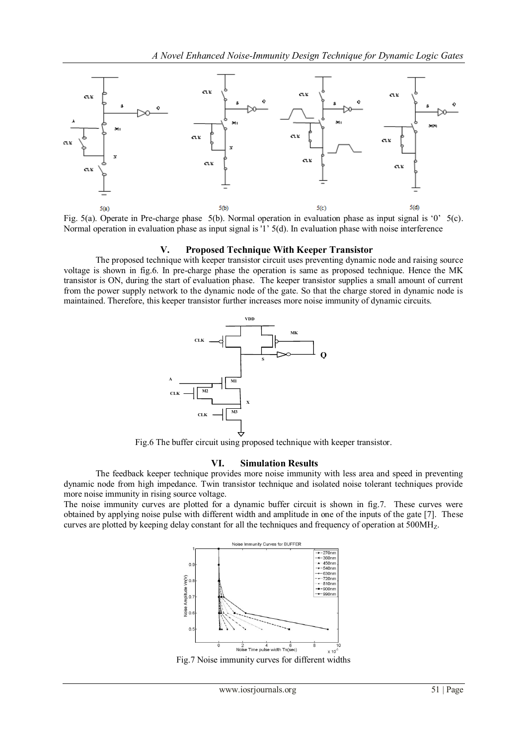Fig. 5(a). Operate in Pre-charge phase 5(b). Normal operation in evaluation phase as input signal is '0' 5(c). Normal operation in evaluation phase as input signal is '1' 5(d). In evaluation phase with noise interference

## V. Proposed Technique With Keeper Transistor

The proposed technique with keeper transistor circuit uses preventing dynamic node and raising source voltage is shown in fig.6. In pre-charge phase the operation is same as proposed technique. Hence the MK transistor is ON, during the start of evaluation phase. The keeper transistor supplies a small amount of current from the power supply network to the dynamic node of the gate. So that the charge stored in dynamic node is maintained. Therefore, this keeper transistor further increases more noise immunity of dynamic circuits.

Fig.6 The buffer circuit using proposed technique with keeper transistor.

## VI. Simulation Results

The feedback keeper technique provides more noise immunity with less area and speed in preventing dynamic node from high impedance. Twin transistor technique and isolated noise tolerant techniques provide more noise immunity in rising source voltage.

The noise immunity curves are plotted for a dynamic buffer circuit is shown in fig.7. These curves were obtained by applying noise pulse with different width and amplitude in one of the inputs of the gate [7]. These curves are plotted by keeping delay constant for all the techniques and frequency of operation at $500MH_Z$.

Fig.7 Noise immunity curves for different widths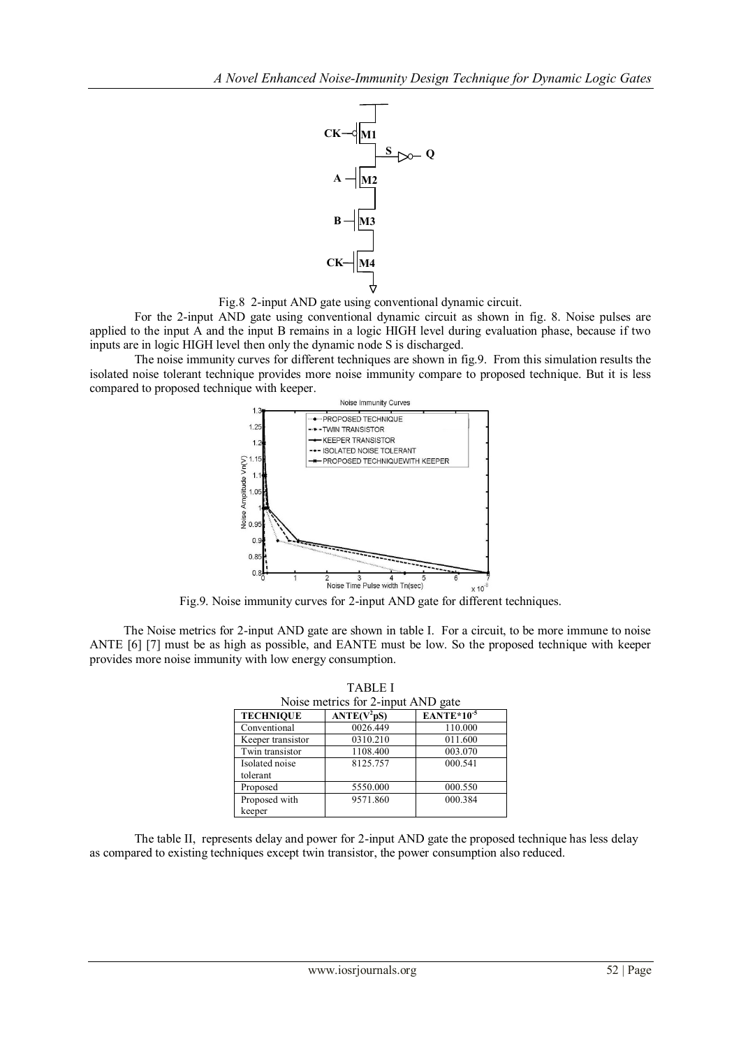Fig.8 2-input AND gate using conventional dynamic circuit.

For the 2-input AND gate using conventional dynamic circuit as shown in fig. 8. Noise pulses are applied to the input A and the input B remains in a logic HIGH level during evaluation phase, because if two inputs are in logic HIGH level then only the dynamic node S is discharged.

The noise immunity curves for different techniques are shown in fig.9. From this simulation results the isolated noise tolerant technique provides more noise immunity compare to proposed technique. But it is less compared to proposed technique with keeper.

Fig.9. Noise immunity curves for 2-input AND gate for different techniques.

The Noise metrics for 2-input AND gate are shown in table I. For a circuit, to be more immune to noise ANTE [6] [7] must be as high as possible, and EANTE must be low. So the proposed technique with keeper provides more noise immunity with low energy consumption.

TABLE I
Noise metrics for 2-input AND gate

| TECHNIQUE | ANTE($V^2$pS) | EANTE*$10^{-5}$ |
|---|---|---|
| Conventional | 0026.449 | 110.000 |
| Keeper transistor | 0310.210 | 011.600 |
| Twin transistor | 1108.400 | 003.070 |
| Isolated noise tolerant | 8125.757 | 000.541 |
| Proposed | 5550.000 | 000.550 |
| Proposed with keeper | 9571.860 | 000.384 |

The table II, represents delay and power for 2-input AND gate the proposed technique has less delay as compared to existing techniques except twin transistor, the power consumption also reduced.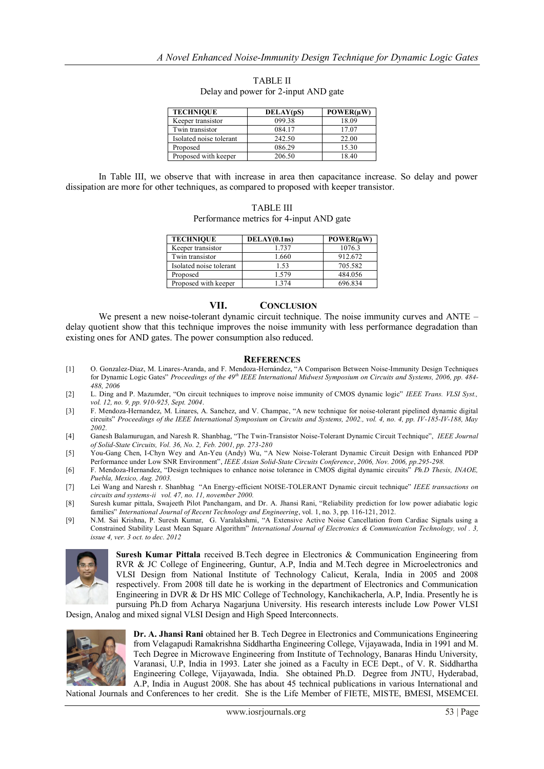TABLE II

Delay and power for 2-input AND gate

| TECHNIQUE | DELAY(pS) | POWER(μW) |
|---|---|---|
| Keeper transistor | 099.38 | 18.09 |
| Twin transistor | 084.17 | 17.07 |
| Isolated noise tolerant | 242.50 | 22.00 |
| Proposed | 086.29 | 15.30 |
| Proposed with keeper | 206.50 | 18.40 |

In Table III, we observe that with increase in area then capacitance increase. So delay and power dissipation are more for other techniques, as compared to proposed with keeper transistor.

TABLE III

Performance metrics for 4-input AND gate

| TECHNIQUE | DELAY(0.1ns) | POWER(μW) |
|---|---|---|
| Keeper transistor | 1.737 | 1076.3 |
| Twin transistor | 1.660 | 912.672 |
| Isolated noise tolerant | 1.53 | 705.582 |
| Proposed | 1.579 | 484.056 |
| Proposed with keeper | 1.374 | 696.834 |

## VII. CONCLUSION

We present a new noise-tolerant dynamic circuit technique. The noise immunity curves and ANTE – delay quotient show that this technique improves the noise immunity with less performance degradation than existing ones for AND gates. The power consumption also reduced.

## REFERENCES

[1] O. Gonzalez-Diaz, M. Linares-Aranda, and F. Mendoza-Hernández, "A Comparison Between Noise-Immunity Design Techniques for Dynamic Logic Gates" *Proceedings of the 49th IEEE International Midwest Symposium on Circuits and Systems, 2006, pp. 484-488, 2006*

[2] L. Ding and P. Mazumder, "On circuit techniques to improve noise immunity of CMOS dynamic logic" *IEEE Trans. VLSI Syst., vol. 12, no. 9, pp. 910-925, Sept. 2004*.

[3] F. Mendoza-Hernandez, M. Linares, A. Sanchez, and V. Champac, "A new technique for noise-tolerant pipelined dynamic digital circuits" *Proceedings of the IEEE International Symposium on Circuits and Systems, 2002., vol. 4, no. 4, pp. IV-185-IV-188, May 2002.*

[4] Ganesh Balamurugan, and Naresh R. Shanbhag, "The Twin-Transistor Noise-Tolerant Dynamic Circuit Technique", *IEEE Journal of Solid-State Circuits, Vol. 36, No. 2, Feb. 2001, pp. 273-280*

[5] You-Gang Chen, I-Chyn Wey and An-Yeu (Andy) Wu, "A New Noise-Tolerant Dynamic Circuit Design with Enhanced PDP Performance under Low SNR Environment", *IEEE Asian Solid-State Circuits Conference, 2006, Nov. 2006, pp.295-298.*

[6] F. Mendoza-Hernandez, "Design techniques to enhance noise tolerance in CMOS digital dynamic circuits" *Ph.D Thesis, INAOE, Puebla, Mexico, Aug. 2003.*

[7] Lei Wang and Naresh r. Shanbhag "An Energy-efficient NOISE-TOLERANT Dynamic circuit technique" *IEEE transactions on circuits and systems-ii vol. 47, no. 11, november 2000.*

[8] Suresh kumar pittala, Swajeeth Pilot Panchangam, and Dr. A. Jhansi Rani, "Reliability prediction for low power adiabatic logic families" *International Journal of Recent Technology and Engineering*, vol. 1, no. 3, pp. 116-121, 2012.

[9] N.M. Sai Krishna, P. Suresh Kumar, G. Varalakshmi, "A Extensive Active Noise Cancellation from Cardiac Signals using a Constrained Stability Least Mean Square Algorithm" *International Journal of Electronics & Communication Technology, vol . 3, issue 4, ver. 3 oct. to dec. 2012*

**Suresh Kumar Pittala** received B.Tech degree in Electronics & Communication Engineering from RVR & JC College of Engineering, Guntur, A.P, India and M.Tech degree in Microelectronics and VLSI Design from National Institute of Technology Calicut, Kerala, India in 2005 and 2008 respectively. From 2008 till date he is working in the department of Electronics and Communication Engineering in DVR & Dr HS MIC College of Technology, Kanchikacherla, A.P, India. Presently he is pursuing Ph.D from Acharya Nagarjuna University. His research interests include Low Power VLSI Design, Analog and mixed signal VLSI Design and High Speed Interconnects.

**Dr. A. Jhansi Rani** obtained her B. Tech Degree in Electronics and Communications Engineering from Velagapudi Ramakrishna Siddhartha Engineering College, Vijayawada, India in 1991 and M. Tech Degree in Microwave Engineering from Institute of Technology, Banaras Hindu University, Varanasi, U.P, India in 1993. Later she joined as a Faculty in ECE Dept., of V. R. Siddhartha Engineering College, Vijayawada, India. She obtained Ph.D. Degree from JNTU, Hyderabad, A.P, India in August 2008. She has about 45 technical publications in various International and National Journals and Conferences to her credit. She is the Life Member of FIETE, MISTE, BMESI, MSEMCEI.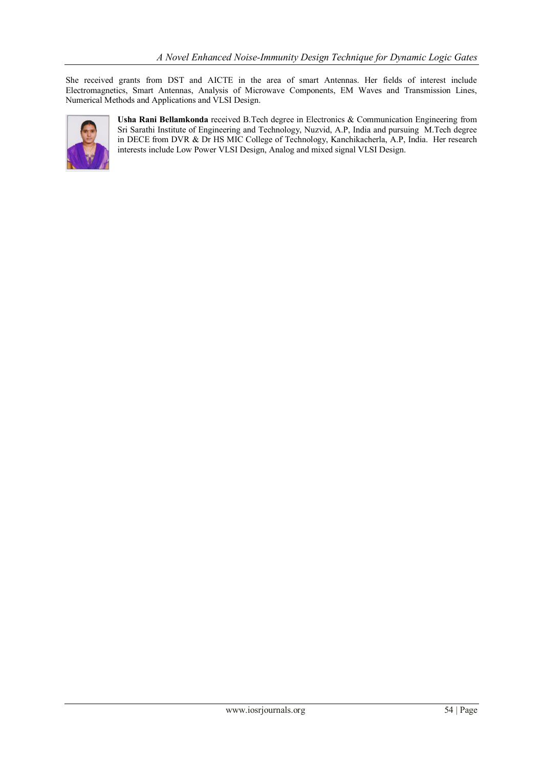She received grants from DST and AICTE in the area of smart Antennas. Her fields of interest include Electromagnetics, Smart Antennas, Analysis of Microwave Components, EM Waves and Transmission Lines, Numerical Methods and Applications and VLSI Design.

**Usha Rani Bellamkonda** received B.Tech degree in Electronics & Communication Engineering from Sri Sarathi Institute of Engineering and Technology, Nuzvid, A.P, India and pursuing M.Tech degree in DECE from DVR & Dr HS MIC College of Technology, Kanchikacherla, A.P, India. Her research interests include Low Power VLSI Design, Analog and mixed signal VLSI Design.